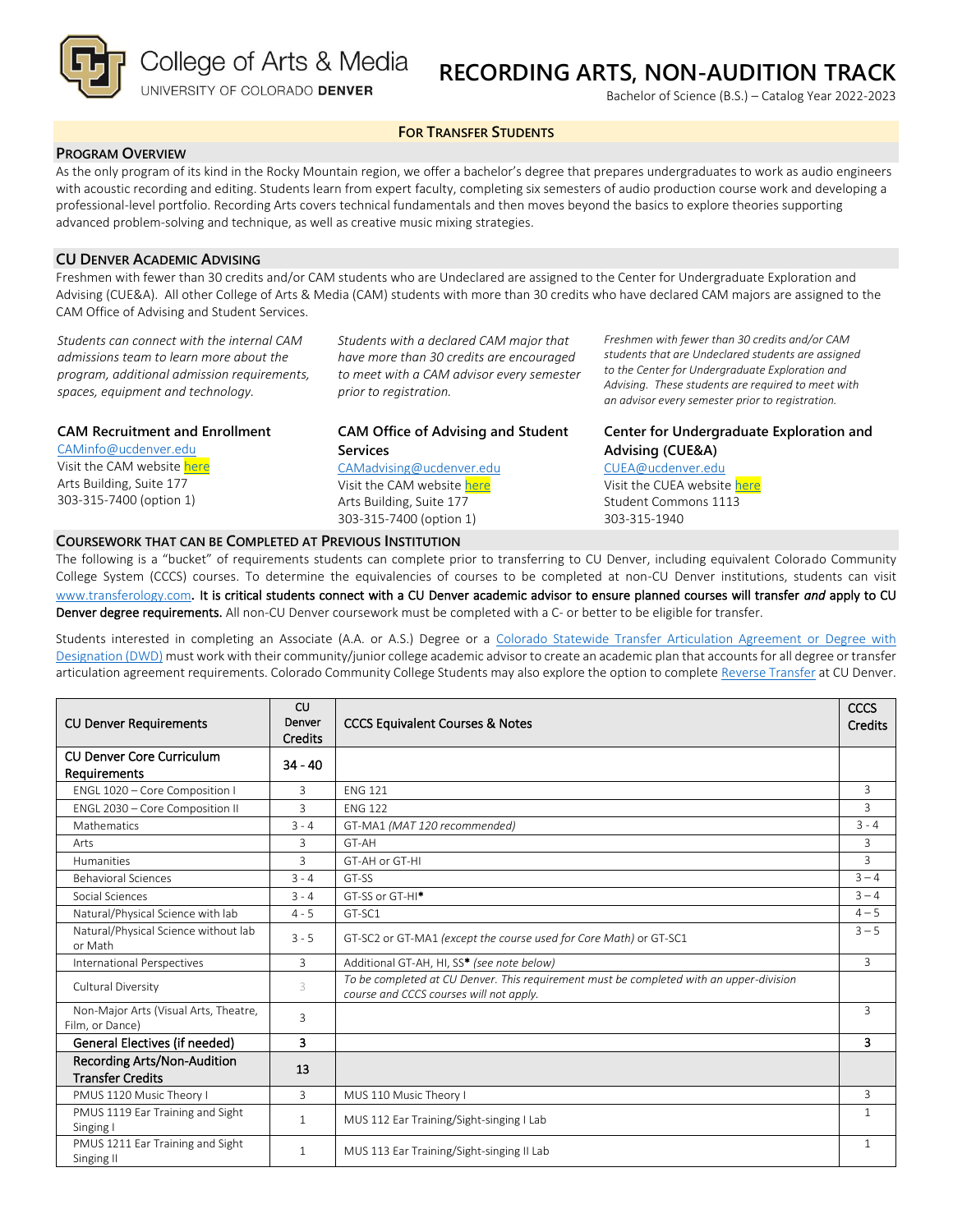College of Arts & Media
UNIVERSITY OF COLORADO DENVER

# RECORDING ARTS, NON-AUDITION TRACK

Bachelor of Science (B.S.) – Catalog Year 2022-2023

**FOR TRANSFER STUDENTS**

## PROGRAM OVERVIEW

As the only program of its kind in the Rocky Mountain region, we offer a bachelor's degree that prepares undergraduates to work as audio engineers with acoustic recording and editing. Students learn from expert faculty, completing six semesters of audio production course work and developing a professional-level portfolio. Recording Arts covers technical fundamentals and then moves beyond the basics to explore theories supporting advanced problem-solving and technique, as well as creative music mixing strategies.

## CU DENVER ACADEMIC ADVISING

Freshmen with fewer than 30 credits and/or CAM students who are Undeclared are assigned to the Center for Undergraduate Exploration and Advising (CUE&A). All other College of Arts & Media (CAM) students with more than 30 credits who have declared CAM majors are assigned to the CAM Office of Advising and Student Services.

*Students can connect with the internal CAM admissions team to learn more about the program, additional admission requirements, spaces, equipment and technology.*

**CAM Recruitment and Enrollment**
CAMinfo@ucdenver.edu
Visit the CAM website here
Arts Building, Suite 177
303-315-7400 (option 1)

*Students with a declared CAM major that have more than 30 credits are encouraged to meet with a CAM advisor every semester prior to registration.*

**CAM Office of Advising and Student Services**
CAMadvising@ucdenver.edu
Visit the CAM website here
Arts Building, Suite 177
303-315-7400 (option 1)

*Freshmen with fewer than 30 credits and/or CAM students that are Undeclared students are assigned to the Center for Undergraduate Exploration and Advising. These students are required to meet with an advisor every semester prior to registration.*

**Center for Undergraduate Exploration and Advising (CUE&A)**
CUEA@ucdenver.edu
Visit the CUEA website here
Student Commons 1113
303-315-1940

## COURSEWORK THAT CAN BE COMPLETED AT PREVIOUS INSTITUTION

The following is a "bucket" of requirements students can complete prior to transferring to CU Denver, including equivalent Colorado Community College System (CCCS) courses. To determine the equivalencies of courses to be completed at non-CU Denver institutions, students can visit www.transferology.com**. It is critical students connect with a CU Denver academic advisor to ensure planned courses will transfer *and* apply to CU Denver degree requirements.** All non-CU Denver coursework must be completed with a C- or better to be eligible for transfer.

Students interested in completing an Associate (A.A. or A.S.) Degree or a Colorado Statewide Transfer Articulation Agreement or Degree with Designation (DWD) must work with their community/junior college academic advisor to create an academic plan that accounts for all degree or transfer articulation agreement requirements. Colorado Community College Students may also explore the option to complete Reverse Transfer at CU Denver.

| CU Denver Requirements | CU Denver Credits | CCCS Equivalent Courses & Notes | CCCS Credits |
|---|---|---|---|
| **CU Denver Core Curriculum Requirements** | **34 - 40** | | |
| ENGL 1020 – Core Composition I | 3 | ENG 121 | 3 |
| ENGL 2030 – Core Composition II | 3 | ENG 122 | 3 |
| Mathematics | 3 - 4 | GT-MA1 *(MAT 120 recommended)* | 3 - 4 |
| Arts | 3 | GT-AH | 3 |
| Humanities | 3 | GT-AH or GT-HI | 3 |
| Behavioral Sciences | 3 - 4 | GT-SS | 3 – 4 |
| Social Sciences | 3 - 4 | GT-SS or GT-HI* | 3 – 4 |
| Natural/Physical Science with lab | 4 - 5 | GT-SC1 | 4 – 5 |
| Natural/Physical Science without lab or Math | 3 - 5 | GT-SC2 or GT-MA1 *(except the course used for Core Math)* or GT-SC1 | 3 – 5 |
| International Perspectives | 3 | Additional GT-AH, HI, SS* *(see note below)* | 3 |
| Cultural Diversity | 3 | *To be completed at CU Denver. This requirement must be completed with an upper-division course and CCCS courses will not apply.* | |
| Non-Major Arts (Visual Arts, Theatre, Film, or Dance) | 3 | | 3 |
| **General Electives (if needed)** | **3** | | **3** |
| **Recording Arts/Non-Audition Transfer Credits** | **13** | | |
| PMUS 1120 Music Theory I | 3 | MUS 110 Music Theory I | 3 |
| PMUS 1119 Ear Training and Sight Singing I | 1 | MUS 112 Ear Training/Sight-singing I Lab | 1 |
| PMUS 1211 Ear Training and Sight Singing II | 1 | MUS 113 Ear Training/Sight-singing II Lab | 1 |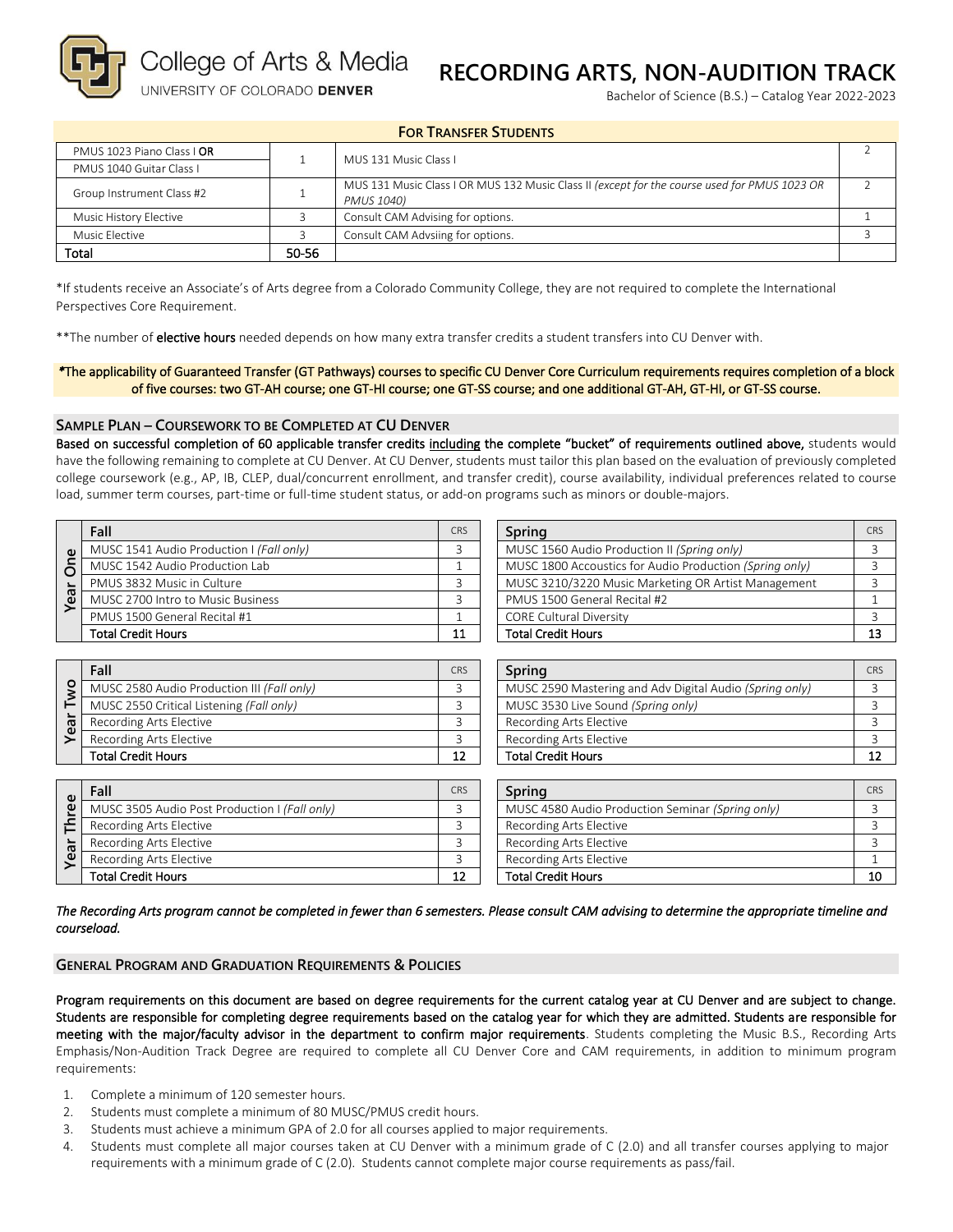# RECORDING ARTS, NON-AUDITION TRACK

Bachelor of Science (B.S.) – Catalog Year 2022-2023

| **FOR TRANSFER STUDENTS** | | | |
|---|---|---|---|
| PMUS 1023 Piano Class I **OR** PMUS 1040 Guitar Class I | 1 | MUS 131 Music Class I | 2 |
| Group Instrument Class #2 | 1 | MUS 131 Music Class I OR MUS 132 Music Class II *(except for the course used for PMUS 1023 OR PMUS 1040)* | 2 |
| Music History Elective | 3 | Consult CAM Advising for options. | 1 |
| Music Elective | 3 | Consult CAM Advsiing for options. | 3 |
| **Total** | **50-56** | | |

*If students receive an Associate's of Arts degree from a Colorado Community College, they are not required to complete the International Perspectives Core Requirement.

**The number of **elective hours** needed depends on how many extra transfer credits a student transfers into CU Denver with.

*The applicability of Guaranteed Transfer (GT Pathways) courses to specific CU Denver Core Curriculum requirements requires completion of a block of five courses: two GT-AH course; one GT-HI course; one GT-SS course; and one additional GT-AH, GT-HI, or GT-SS course.

## SAMPLE PLAN – COURSEWORK TO BE COMPLETED AT CU DENVER

**Based on successful completion of 60 applicable transfer credits including the complete "bucket" of requirements outlined above,** students would have the following remaining to complete at CU Denver. At CU Denver, students must tailor this plan based on the evaluation of previously completed college coursework (e.g., AP, IB, CLEP, dual/concurrent enrollment, and transfer credit), course availability, individual preferences related to course load, summer term courses, part-time or full-time student status, or add-on programs such as minors or double-majors.

**Year One**

| Fall | CRS | Spring | CRS |
|---|---|---|---|
| MUSC 1541 Audio Production I *(Fall only)* | 3 | MUSC 1560 Audio Production II *(Spring only)* | 3 |
| MUSC 1542 Audio Production Lab | 1 | MUSC 1800 Accoustics for Audio Production *(Spring only)* | 3 |
| PMUS 3832 Music in Culture | 3 | MUSC 3210/3220 Music Marketing OR Artist Management | 3 |
| MUSC 2700 Intro to Music Business | 3 | PMUS 1500 General Recital #2 | 1 |
| PMUS 1500 General Recital #1 | 1 | CORE Cultural Diversity | 3 |
| **Total Credit Hours** | **11** | **Total Credit Hours** | **13** |

**Year Two**

| Fall | CRS | Spring | CRS |
|---|---|---|---|
| MUSC 2580 Audio Production III *(Fall only)* | 3 | MUSC 2590 Mastering and Adv Digital Audio *(Spring only)* | 3 |
| MUSC 2550 Critical Listening *(Fall only)* | 3 | MUSC 3530 Live Sound *(Spring only)* | 3 |
| Recording Arts Elective | 3 | Recording Arts Elective | 3 |
| Recording Arts Elective | 3 | Recording Arts Elective | 3 |
| **Total Credit Hours** | **12** | **Total Credit Hours** | **12** |

**Year Three**

| Fall | CRS | Spring | CRS |
|---|---|---|---|
| MUSC 3505 Audio Post Production I *(Fall only)* | 3 | MUSC 4580 Audio Production Seminar *(Spring only)* | 3 |
| Recording Arts Elective | 3 | Recording Arts Elective | 3 |
| Recording Arts Elective | 3 | Recording Arts Elective | 3 |
| Recording Arts Elective | 3 | Recording Arts Elective | 1 |
| **Total Credit Hours** | **12** | **Total Credit Hours** | **10** |

*The Recording Arts program cannot be completed in fewer than 6 semesters. Please consult CAM advising to determine the appropriate timeline and courseload.*

## GENERAL PROGRAM AND GRADUATION REQUIREMENTS & POLICIES

**Program requirements on this document are based on degree requirements for the current catalog year at CU Denver and are subject to change. Students are responsible for completing degree requirements based on the catalog year for which they are admitted. Students are responsible for meeting with the major/faculty advisor in the department to confirm major requirements**. Students completing the Music B.S., Recording Arts Emphasis/Non-Audition Track Degree are required to complete all CU Denver Core and CAM requirements, in addition to minimum program requirements:

1. Complete a minimum of 120 semester hours.
2. Students must complete a minimum of 80 MUSC/PMUS credit hours.
3. Students must achieve a minimum GPA of 2.0 for all courses applied to major requirements.
4. Students must complete all major courses taken at CU Denver with a minimum grade of C (2.0) and all transfer courses applying to major requirements with a minimum grade of C (2.0). Students cannot complete major course requirements as pass/fail.